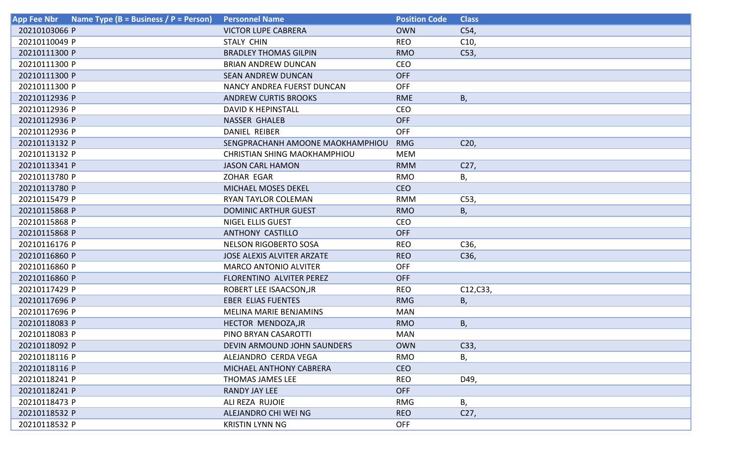| App Fee Nbr | Name Type (B = Business / P = Person) | Personnel Name | Position Code | Class |
|---|---|---|---|---|
| 20210103066 | P | VICTOR LUPE CABRERA | OWN | C54, |
| 20210110049 | P | STALY CHIN | REO | C10, |
| 20210111300 | P | BRADLEY THOMAS GILPIN | RMO | C53, |
| 20210111300 | P | BRIAN ANDREW DUNCAN | CEO | |
| 20210111300 | P | SEAN ANDREW DUNCAN | OFF | |
| 20210111300 | P | NANCY ANDREA FUERST DUNCAN | OFF | |
| 20210112936 | P | ANDREW CURTIS BROOKS | RME | B, |
| 20210112936 | P | DAVID K HEPINSTALL | CEO | |
| 20210112936 | P | NASSER GHALEB | OFF | |
| 20210112936 | P | DANIEL REIBER | OFF | |
| 20210113132 | P | SENGPRACHANH AMOONE MAOKHAMPHIOU | RMG | C20, |
| 20210113132 | P | CHRISTIAN SHING MAOKHAMPHIOU | MEM | |
| 20210113341 | P | JASON CARL HAMON | RMM | C27, |
| 20210113780 | P | ZOHAR EGAR | RMO | B, |
| 20210113780 | P | MICHAEL MOSES DEKEL | CEO | |
| 20210115479 | P | RYAN TAYLOR COLEMAN | RMM | C53, |
| 20210115868 | P | DOMINIC ARTHUR GUEST | RMO | B, |
| 20210115868 | P | NIGEL ELLIS GUEST | CEO | |
| 20210115868 | P | ANTHONY CASTILLO | OFF | |
| 20210116176 | P | NELSON RIGOBERTO SOSA | REO | C36, |
| 20210116860 | P | JOSE ALEXIS ALVITER ARZATE | REO | C36, |
| 20210116860 | P | MARCO ANTONIO ALVITER | OFF | |
| 20210116860 | P | FLORENTINO ALVITER PEREZ | OFF | |
| 20210117429 | P | ROBERT LEE ISAACSON,JR | REO | C12,C33, |
| 20210117696 | P | EBER ELIAS FUENTES | RMG | B, |
| 20210117696 | P | MELINA MARIE BENJAMINS | MAN | |
| 20210118083 | P | HECTOR MENDOZA,JR | RMO | B, |
| 20210118083 | P | PINO BRYAN CASAROTTI | MAN | |
| 20210118092 | P | DEVIN ARMOUND JOHN SAUNDERS | OWN | C33, |
| 20210118116 | P | ALEJANDRO CERDA VEGA | RMO | B, |
| 20210118116 | P | MICHAEL ANTHONY CABRERA | CEO | |
| 20210118241 | P | THOMAS JAMES LEE | REO | D49, |
| 20210118241 | P | RANDY JAY LEE | OFF | |
| 20210118473 | P | ALI REZA RUJOIE | RMG | B, |
| 20210118532 | P | ALEJANDRO CHI WEI NG | REO | C27, |
| 20210118532 | P | KRISTIN LYNN NG | OFF | |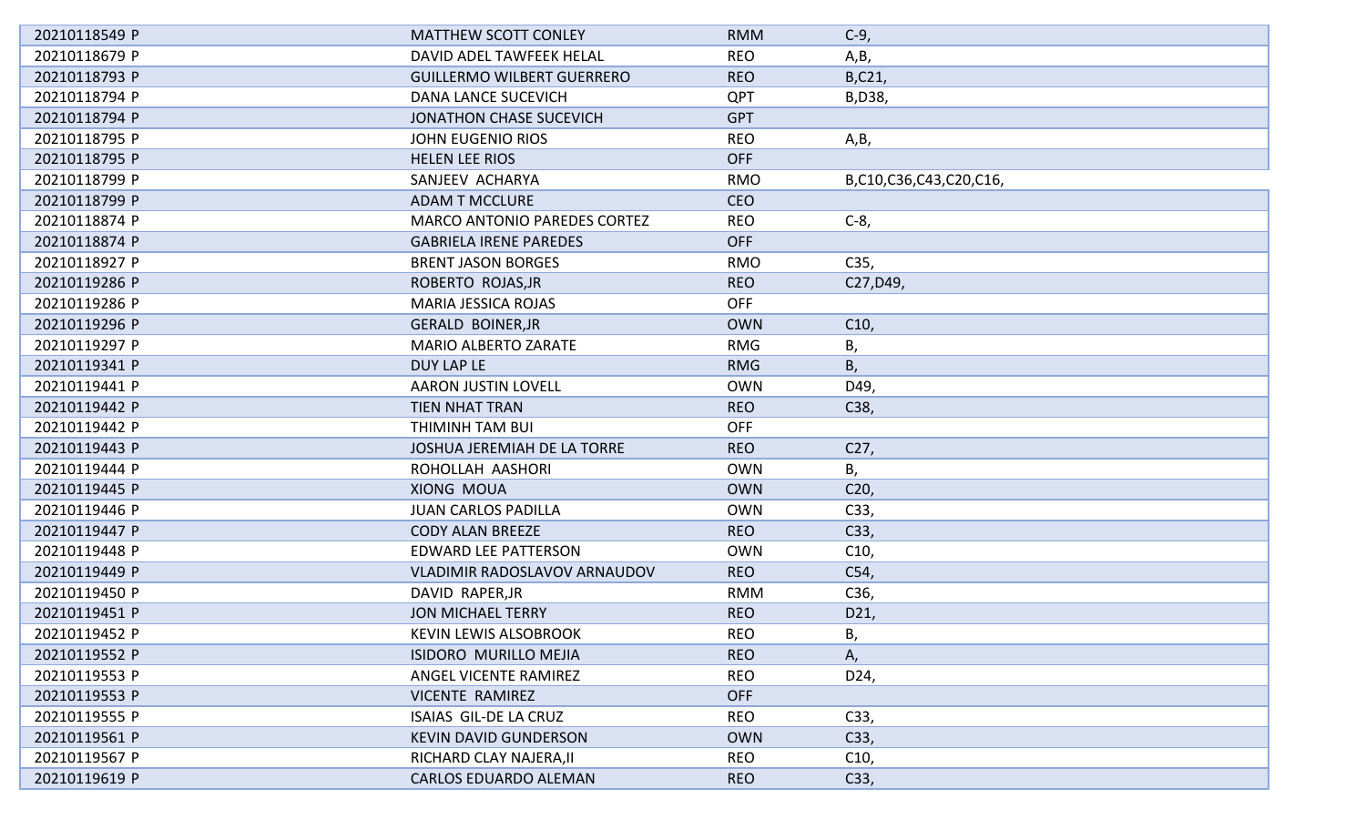| | | | |
|---|---|---|---|
| 20210118549 P | MATTHEW SCOTT CONLEY | RMM | C-9, |
| 20210118679 P | DAVID ADEL TAWFEEK HELAL | REO | A,B, |
| 20210118793 P | GUILLERMO WILBERT GUERRERO | REO | B,C21, |
| 20210118794 P | DANA LANCE SUCEVICH | QPT | B,D38, |
| 20210118794 P | JONATHON CHASE SUCEVICH | GPT | |
| 20210118795 P | JOHN EUGENIO RIOS | REO | A,B, |
| 20210118795 P | HELEN LEE RIOS | OFF | |
| 20210118799 P | SANJEEV ACHARYA | RMO | B,C10,C36,C43,C20,C16, |
| 20210118799 P | ADAM T MCCLURE | CEO | |
| 20210118874 P | MARCO ANTONIO PAREDES CORTEZ | REO | C-8, |
| 20210118874 P | GABRIELA IRENE PAREDES | OFF | |
| 20210118927 P | BRENT JASON BORGES | RMO | C35, |
| 20210119286 P | ROBERTO ROJAS,JR | REO | C27,D49, |
| 20210119286 P | MARIA JESSICA ROJAS | OFF | |
| 20210119296 P | GERALD BOINER,JR | OWN | C10, |
| 20210119297 P | MARIO ALBERTO ZARATE | RMG | B, |
| 20210119341 P | DUY LAP LE | RMG | B, |
| 20210119441 P | AARON JUSTIN LOVELL | OWN | D49, |
| 20210119442 P | TIEN NHAT TRAN | REO | C38, |
| 20210119442 P | THIMINH TAM BUI | OFF | |
| 20210119443 P | JOSHUA JEREMIAH DE LA TORRE | REO | C27, |
| 20210119444 P | ROHOLLAH AASHORI | OWN | B, |
| 20210119445 P | XIONG MOUA | OWN | C20, |
| 20210119446 P | JUAN CARLOS PADILLA | OWN | C33, |
| 20210119447 P | CODY ALAN BREEZE | REO | C33, |
| 20210119448 P | EDWARD LEE PATTERSON | OWN | C10, |
| 20210119449 P | VLADIMIR RADOSLAVOV ARNAUDOV | REO | C54, |
| 20210119450 P | DAVID RAPER,JR | RMM | C36, |
| 20210119451 P | JON MICHAEL TERRY | REO | D21, |
| 20210119452 P | KEVIN LEWIS ALSOBROOK | REO | B, |
| 20210119552 P | ISIDORO MURILLO MEJIA | REO | A, |
| 20210119553 P | ANGEL VICENTE RAMIREZ | REO | D24, |
| 20210119553 P | VICENTE RAMIREZ | OFF | |
| 20210119555 P | ISAIAS GIL-DE LA CRUZ | REO | C33, |
| 20210119561 P | KEVIN DAVID GUNDERSON | OWN | C33, |
| 20210119567 P | RICHARD CLAY NAJERA,II | REO | C10, |
| 20210119619 P | CARLOS EDUARDO ALEMAN | REO | C33, |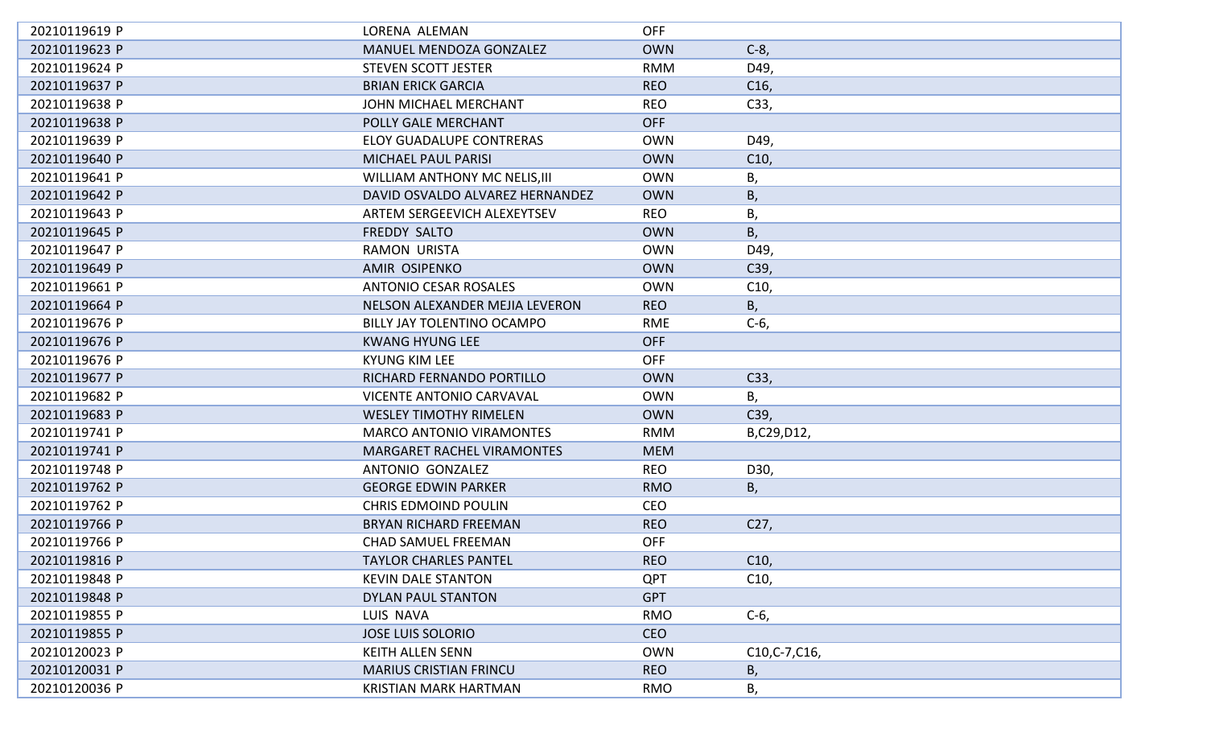| | | | |
|---|---|---|---|
| 20210119619 P | LORENA ALEMAN | OFF | |
| 20210119623 P | MANUEL MENDOZA GONZALEZ | OWN | C-8, |
| 20210119624 P | STEVEN SCOTT JESTER | RMM | D49, |
| 20210119637 P | BRIAN ERICK GARCIA | REO | C16, |
| 20210119638 P | JOHN MICHAEL MERCHANT | REO | C33, |
| 20210119638 P | POLLY GALE MERCHANT | OFF | |
| 20210119639 P | ELOY GUADALUPE CONTRERAS | OWN | D49, |
| 20210119640 P | MICHAEL PAUL PARISI | OWN | C10, |
| 20210119641 P | WILLIAM ANTHONY MC NELIS,III | OWN | B, |
| 20210119642 P | DAVID OSVALDO ALVAREZ HERNANDEZ | OWN | B, |
| 20210119643 P | ARTEM SERGEEVICH ALEXEYTSEV | REO | B, |
| 20210119645 P | FREDDY SALTO | OWN | B, |
| 20210119647 P | RAMON URISTA | OWN | D49, |
| 20210119649 P | AMIR OSIPENKO | OWN | C39, |
| 20210119661 P | ANTONIO CESAR ROSALES | OWN | C10, |
| 20210119664 P | NELSON ALEXANDER MEJIA LEVERON | REO | B, |
| 20210119676 P | BILLY JAY TOLENTINO OCAMPO | RME | C-6, |
| 20210119676 P | KWANG HYUNG LEE | OFF | |
| 20210119676 P | KYUNG KIM LEE | OFF | |
| 20210119677 P | RICHARD FERNANDO PORTILLO | OWN | C33, |
| 20210119682 P | VICENTE ANTONIO CARVAVAL | OWN | B, |
| 20210119683 P | WESLEY TIMOTHY RIMELEN | OWN | C39, |
| 20210119741 P | MARCO ANTONIO VIRAMONTES | RMM | B,C29,D12, |
| 20210119741 P | MARGARET RACHEL VIRAMONTES | MEM | |
| 20210119748 P | ANTONIO GONZALEZ | REO | D30, |
| 20210119762 P | GEORGE EDWIN PARKER | RMO | B, |
| 20210119762 P | CHRIS EDMOIND POULIN | CEO | |
| 20210119766 P | BRYAN RICHARD FREEMAN | REO | C27, |
| 20210119766 P | CHAD SAMUEL FREEMAN | OFF | |
| 20210119816 P | TAYLOR CHARLES PANTEL | REO | C10, |
| 20210119848 P | KEVIN DALE STANTON | QPT | C10, |
| 20210119848 P | DYLAN PAUL STANTON | GPT | |
| 20210119855 P | LUIS NAVA | RMO | C-6, |
| 20210119855 P | JOSE LUIS SOLORIO | CEO | |
| 20210120023 P | KEITH ALLEN SENN | OWN | C10,C-7,C16, |
| 20210120031 P | MARIUS CRISTIAN FRINCU | REO | B, |
| 20210120036 P | KRISTIAN MARK HARTMAN | RMO | B, |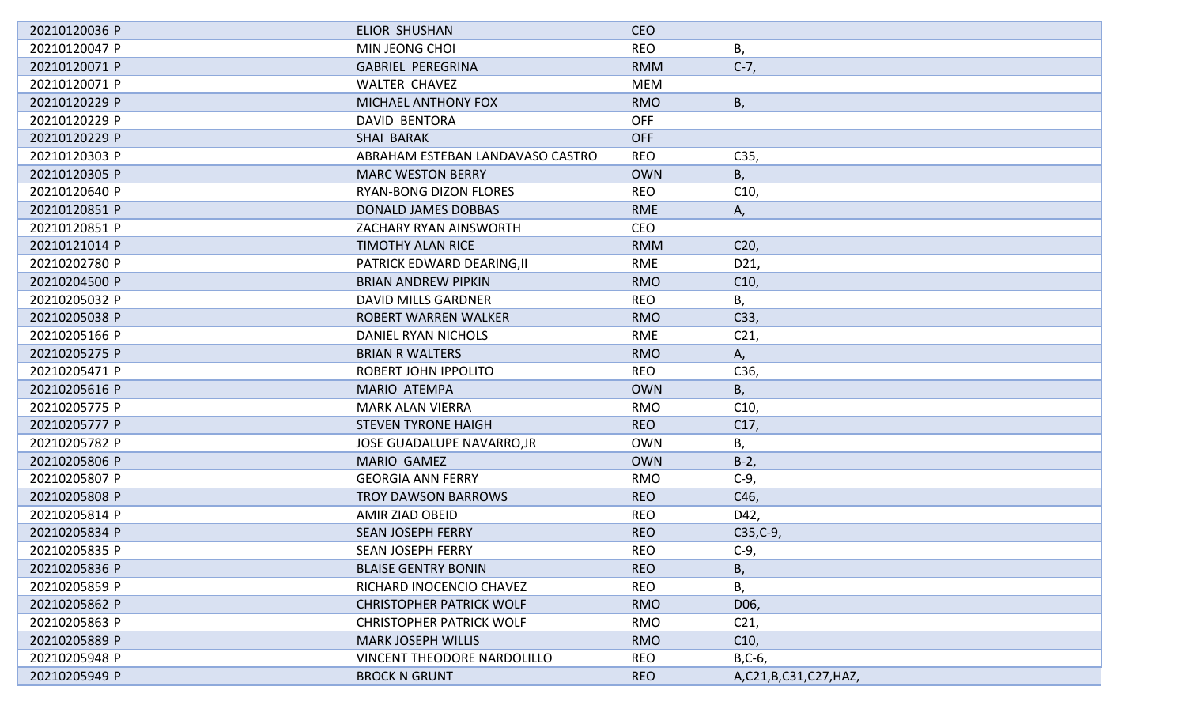| | | | |
|---|---|---|---|
| 20210120036 P | ELIOR SHUSHAN | CEO | |
| 20210120047 P | MIN JEONG CHOI | REO | B, |
| 20210120071 P | GABRIEL PEREGRINA | RMM | C-7, |
| 20210120071 P | WALTER CHAVEZ | MEM | |
| 20210120229 P | MICHAEL ANTHONY FOX | RMO | B, |
| 20210120229 P | DAVID BENTORA | OFF | |
| 20210120229 P | SHAI BARAK | OFF | |
| 20210120303 P | ABRAHAM ESTEBAN LANDAVASO CASTRO | REO | C35, |
| 20210120305 P | MARC WESTON BERRY | OWN | B, |
| 20210120640 P | RYAN-BONG DIZON FLORES | REO | C10, |
| 20210120851 P | DONALD JAMES DOBBAS | RME | A, |
| 20210120851 P | ZACHARY RYAN AINSWORTH | CEO | |
| 20210121014 P | TIMOTHY ALAN RICE | RMM | C20, |
| 20210202780 P | PATRICK EDWARD DEARING,II | RME | D21, |
| 20210204500 P | BRIAN ANDREW PIPKIN | RMO | C10, |
| 20210205032 P | DAVID MILLS GARDNER | REO | B, |
| 20210205038 P | ROBERT WARREN WALKER | RMO | C33, |
| 20210205166 P | DANIEL RYAN NICHOLS | RME | C21, |
| 20210205275 P | BRIAN R WALTERS | RMO | A, |
| 20210205471 P | ROBERT JOHN IPPOLITO | REO | C36, |
| 20210205616 P | MARIO ATEMPA | OWN | B, |
| 20210205775 P | MARK ALAN VIERRA | RMO | C10, |
| 20210205777 P | STEVEN TYRONE HAIGH | REO | C17, |
| 20210205782 P | JOSE GUADALUPE NAVARRO,JR | OWN | B, |
| 20210205806 P | MARIO GAMEZ | OWN | B-2, |
| 20210205807 P | GEORGIA ANN FERRY | RMO | C-9, |
| 20210205808 P | TROY DAWSON BARROWS | REO | C46, |
| 20210205814 P | AMIR ZIAD OBEID | REO | D42, |
| 20210205834 P | SEAN JOSEPH FERRY | REO | C35,C-9, |
| 20210205835 P | SEAN JOSEPH FERRY | REO | C-9, |
| 20210205836 P | BLAISE GENTRY BONIN | REO | B, |
| 20210205859 P | RICHARD INOCENCIO CHAVEZ | REO | B, |
| 20210205862 P | CHRISTOPHER PATRICK WOLF | RMO | D06, |
| 20210205863 P | CHRISTOPHER PATRICK WOLF | RMO | C21, |
| 20210205889 P | MARK JOSEPH WILLIS | RMO | C10, |
| 20210205948 P | VINCENT THEODORE NARDOLILLO | REO | B,C-6, |
| 20210205949 P | BROCK N GRUNT | REO | A,C21,B,C31,C27,HAZ, |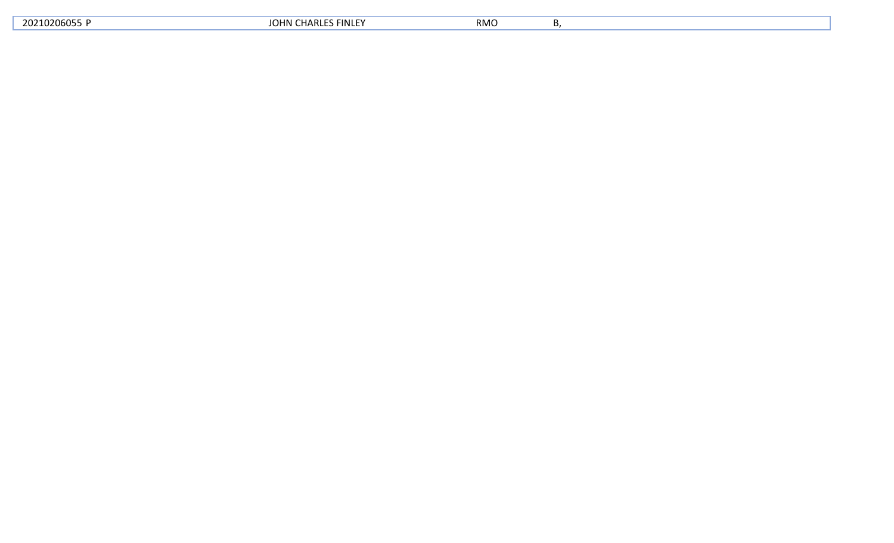| | | | |
|---|---|---|---|
| 20210206055 P | JOHN CHARLES FINLEY | RMO | B, |